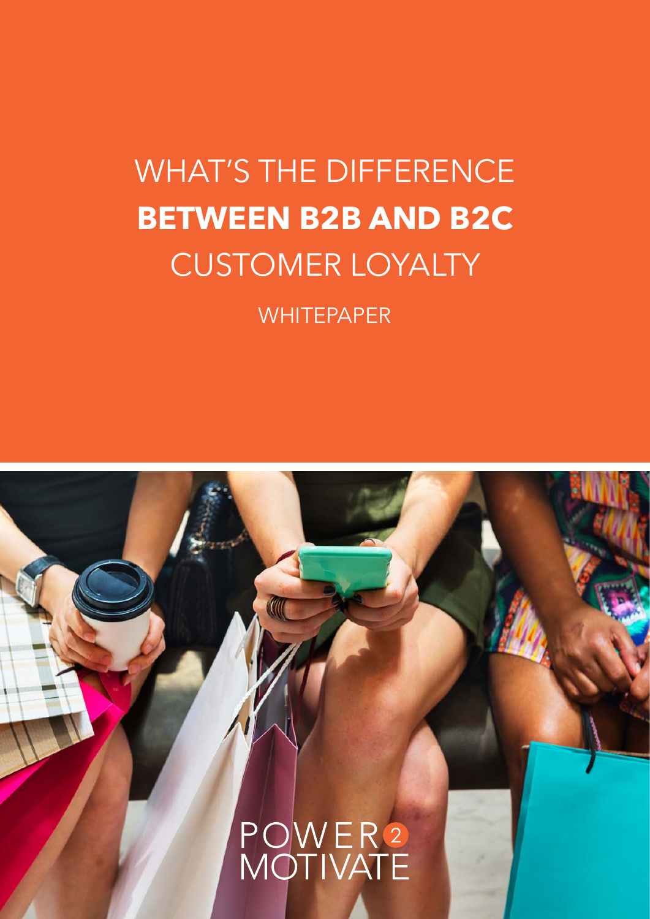# WHAT'S THE DIFFERENCE **BETWEEN B2B AND B2C** CUSTOMER LOYALTY

WHITEPAPER

POWER 2 MOTIVATE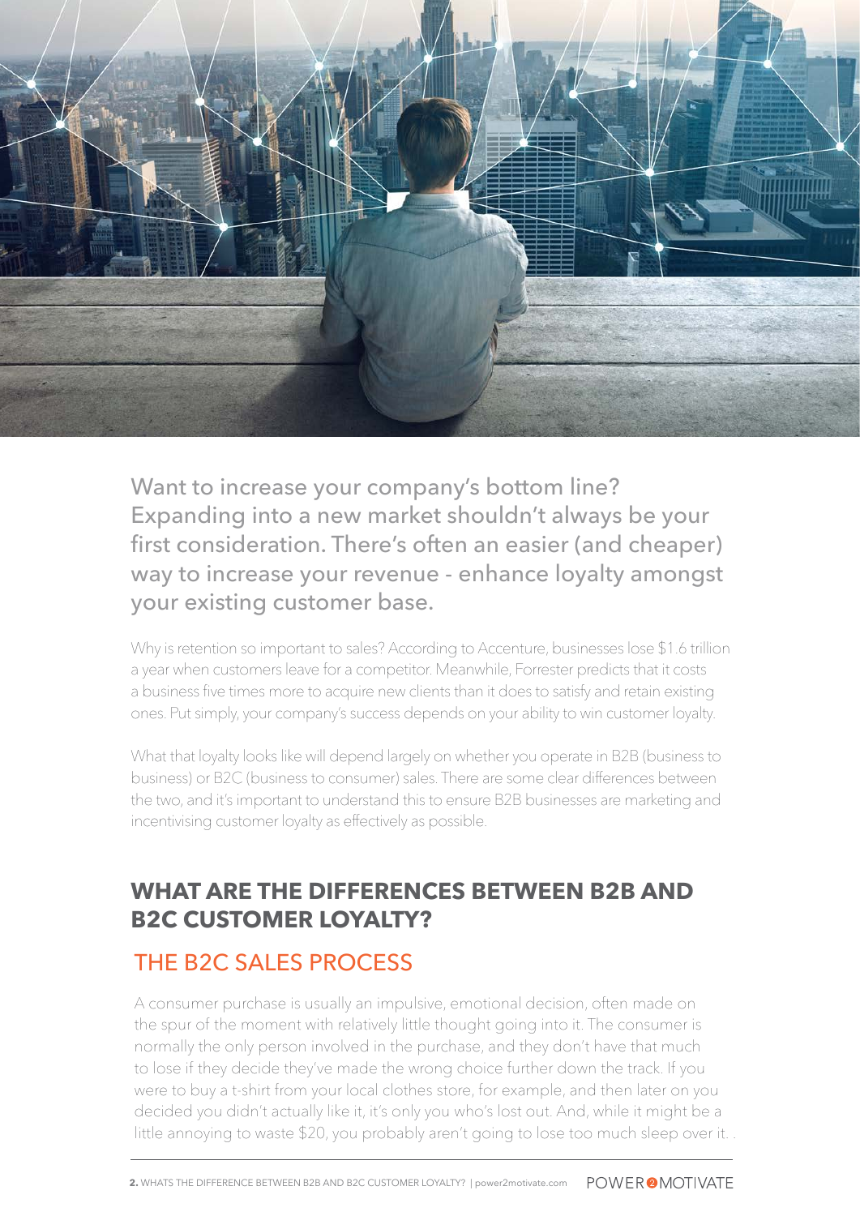Want to increase your company's bottom line? Expanding into a new market shouldn't always be your first consideration. There's often an easier (and cheaper) way to increase your revenue - enhance loyalty amongst your existing customer base.

Why is retention so important to sales? According to Accenture, businesses lose $1.6 trillion a year when customers leave for a competitor. Meanwhile, Forrester predicts that it costs a business five times more to acquire new clients than it does to satisfy and retain existing ones. Put simply, your company's success depends on your ability to win customer loyalty.

What that loyalty looks like will depend largely on whether you operate in B2B (business to business) or B2C (business to consumer) sales. There are some clear differences between the two, and it's important to understand this to ensure B2B businesses are marketing and incentivising customer loyalty as effectively as possible.

## WHAT ARE THE DIFFERENCES BETWEEN B2B AND B2C CUSTOMER LOYALTY?

### THE B2C SALES PROCESS

A consumer purchase is usually an impulsive, emotional decision, often made on the spur of the moment with relatively little thought going into it. The consumer is normally the only person involved in the purchase, and they don't have that much to lose if they decide they've made the wrong choice further down the track. If you were to buy a t-shirt from your local clothes store, for example, and then later on you decided you didn't actually like it, it's only you who's lost out. And, while it might be a little annoying to waste $20, you probably aren't going to lose too much sleep over it. .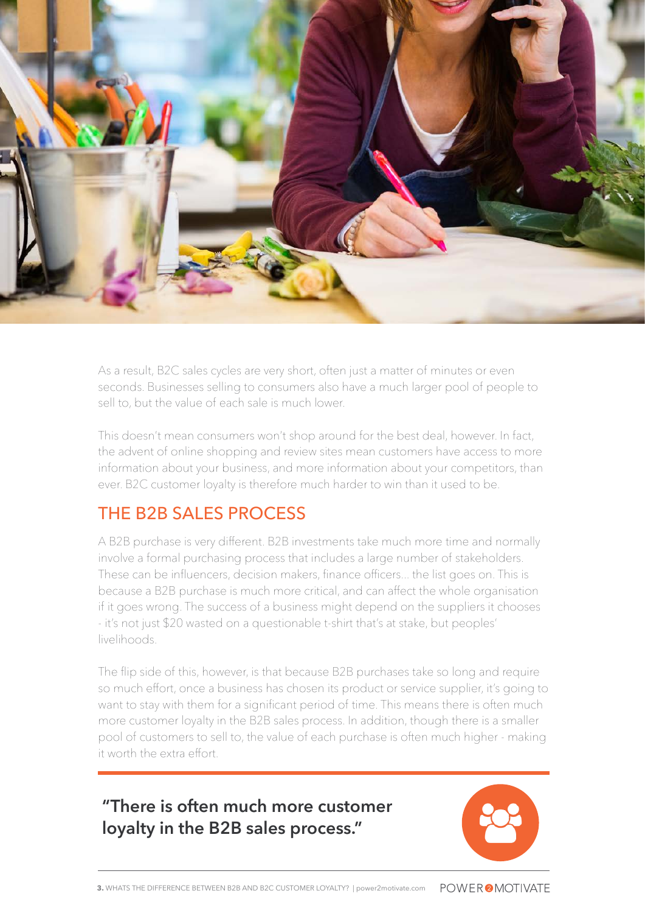As a result, B2C sales cycles are very short, often just a matter of minutes or even seconds. Businesses selling to consumers also have a much larger pool of people to sell to, but the value of each sale is much lower.

This doesn't mean consumers won't shop around for the best deal, however. In fact, the advent of online shopping and review sites mean customers have access to more information about your business, and more information about your competitors, than ever. B2C customer loyalty is therefore much harder to win than it used to be.

## THE B2B SALES PROCESS

A B2B purchase is very different. B2B investments take much more time and normally involve a formal purchasing process that includes a large number of stakeholders. These can be influencers, decision makers, finance officers... the list goes on. This is because a B2B purchase is much more critical, and can affect the whole organisation if it goes wrong. The success of a business might depend on the suppliers it chooses - it's not just $20 wasted on a questionable t-shirt that's at stake, but peoples' livelihoods.

The flip side of this, however, is that because B2B purchases take so long and require so much effort, once a business has chosen its product or service supplier, it's going to want to stay with them for a significant period of time. This means there is often much more customer loyalty in the B2B sales process. In addition, though there is a smaller pool of customers to sell to, the value of each purchase is often much higher - making it worth the extra effort.

**"There is often much more customer loyalty in the B2B sales process."**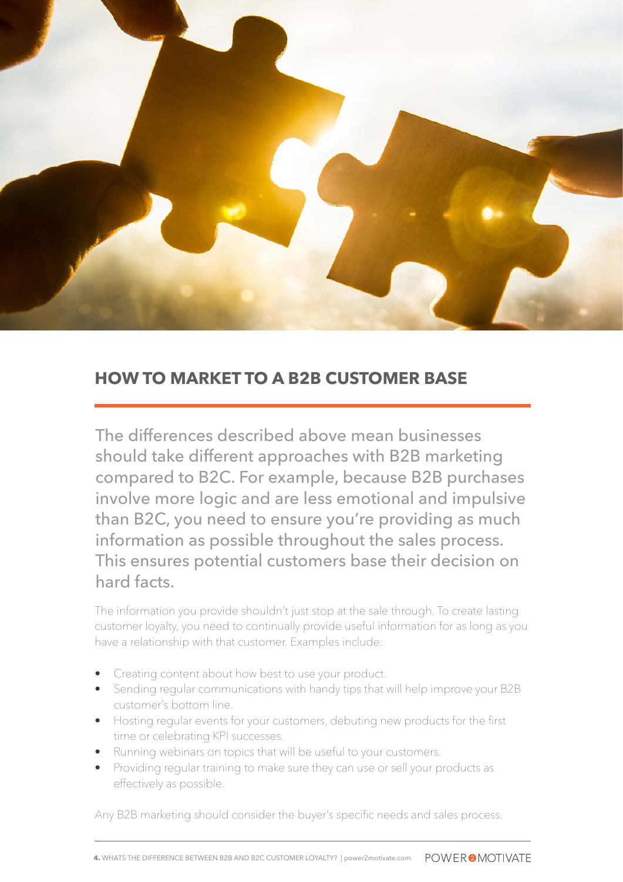## HOW TO MARKET TO A B2B CUSTOMER BASE

The differences described above mean businesses should take different approaches with B2B marketing compared to B2C. For example, because B2B purchases involve more logic and are less emotional and impulsive than B2C, you need to ensure you're providing as much information as possible throughout the sales process. This ensures potential customers base their decision on hard facts.

The information you provide shouldn't just stop at the sale through. To create lasting customer loyalty, you need to continually provide useful information for as long as you have a relationship with that customer. Examples include:

- Creating content about how best to use your product.
- Sending regular communications with handy tips that will help improve your B2B customer's bottom line.
- Hosting regular events for your customers, debuting new products for the first time or celebrating KPI successes.
- Running webinars on topics that will be useful to your customers.
- Providing regular training to make sure they can use or sell your products as effectively as possible.

Any B2B marketing should consider the buyer's specific needs and sales process.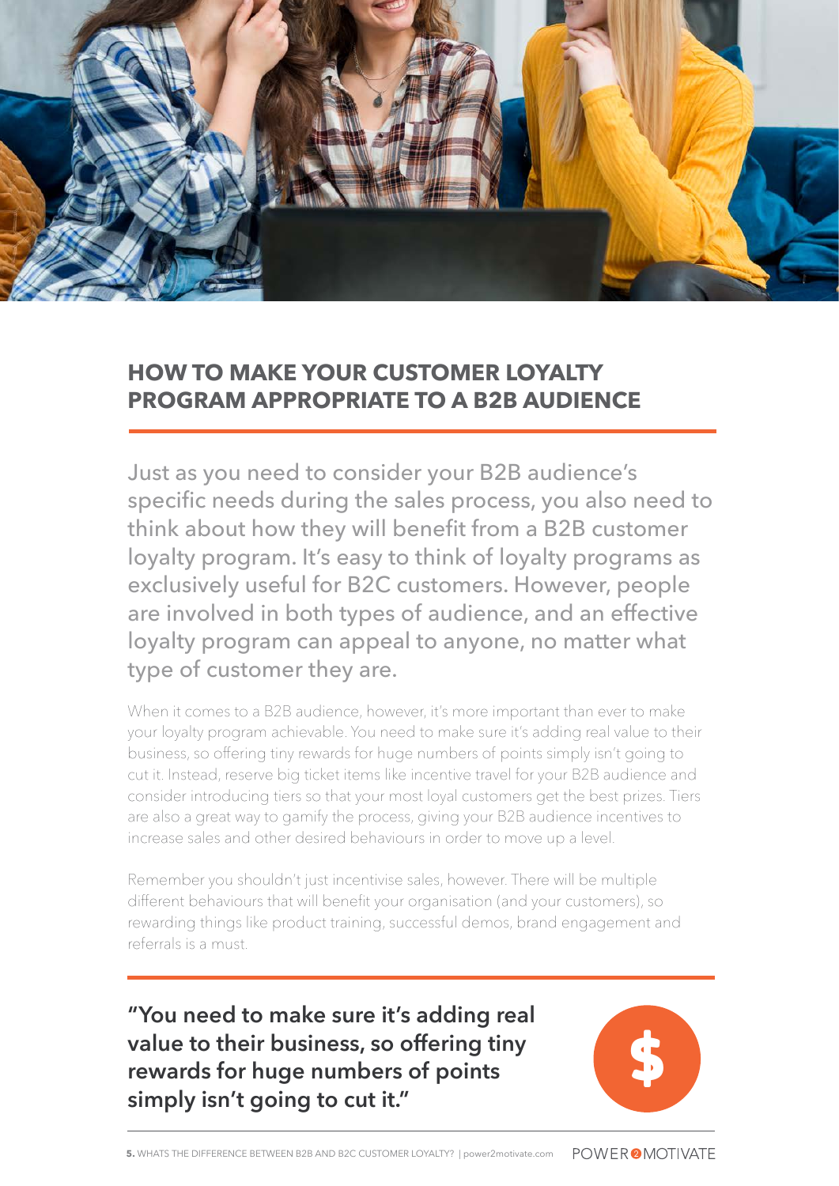## HOW TO MAKE YOUR CUSTOMER LOYALTY PROGRAM APPROPRIATE TO A B2B AUDIENCE

Just as you need to consider your B2B audience's specific needs during the sales process, you also need to think about how they will benefit from a B2B customer loyalty program. It's easy to think of loyalty programs as exclusively useful for B2C customers. However, people are involved in both types of audience, and an effective loyalty program can appeal to anyone, no matter what type of customer they are.

When it comes to a B2B audience, however, it's more important than ever to make your loyalty program achievable. You need to make sure it's adding real value to their business, so offering tiny rewards for huge numbers of points simply isn't going to cut it. Instead, reserve big ticket items like incentive travel for your B2B audience and consider introducing tiers so that your most loyal customers get the best prizes. Tiers are also a great way to gamify the process, giving your B2B audience incentives to increase sales and other desired behaviours in order to move up a level.

Remember you shouldn't just incentivise sales, however. There will be multiple different behaviours that will benefit your organisation (and your customers), so rewarding things like product training, successful demos, brand engagement and referrals is a must.

**"You need to make sure it's adding real value to their business, so offering tiny rewards for huge numbers of points simply isn't going to cut it."**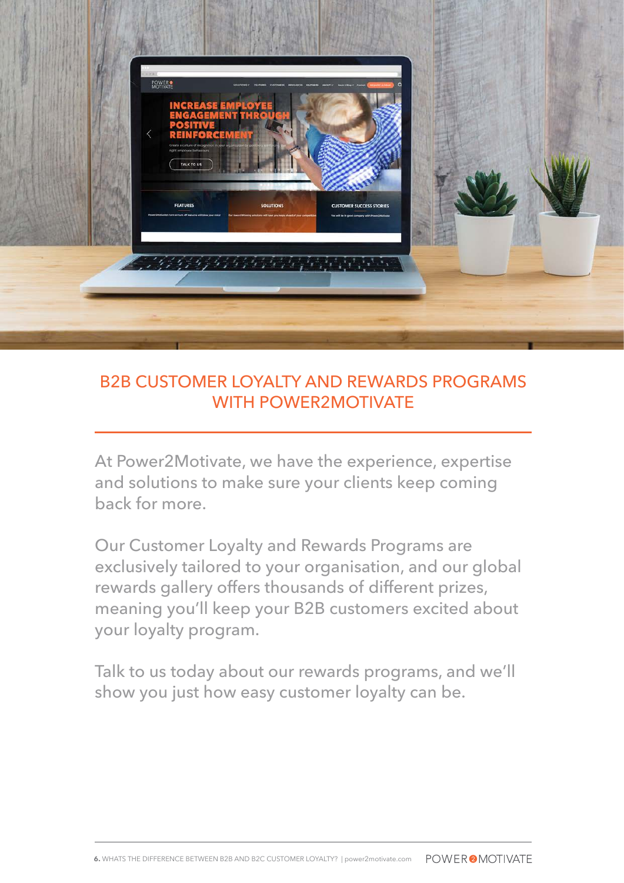## B2B CUSTOMER LOYALTY AND REWARDS PROGRAMS WITH POWER2MOTIVATE

At Power2Motivate, we have the experience, expertise and solutions to make sure your clients keep coming back for more.

Our Customer Loyalty and Rewards Programs are exclusively tailored to your organisation, and our global rewards gallery offers thousands of different prizes, meaning you'll keep your B2B customers excited about your loyalty program.

Talk to us today about our rewards programs, and we'll show you just how easy customer loyalty can be.